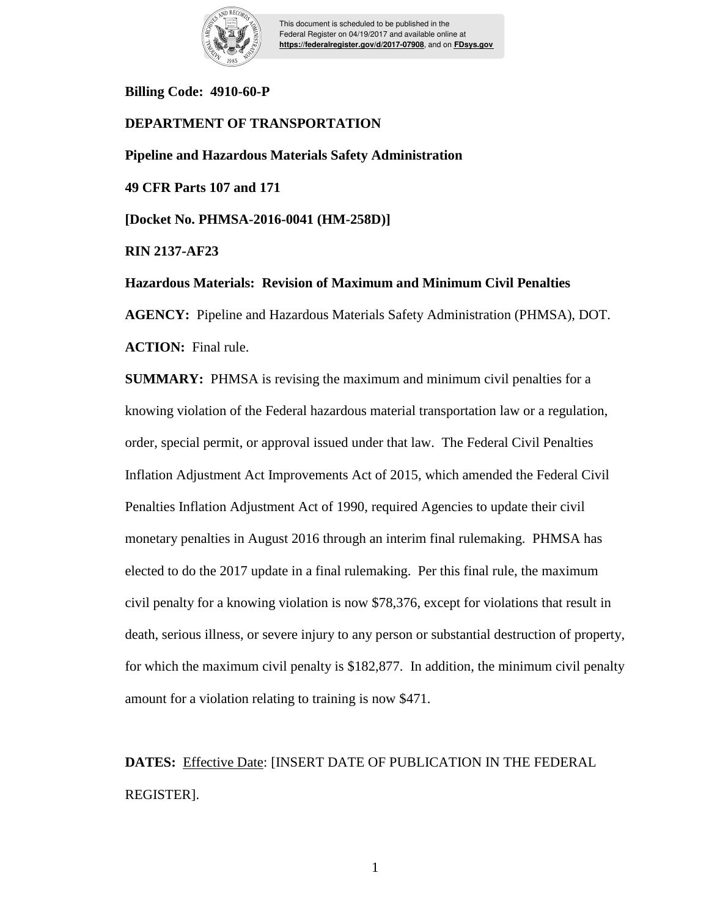This document is scheduled to be published in the Federal Register on 04/19/2017 and available online at **https://federalregister.gov/d/2017-07908**, and on **FDsys.gov**

**Billing Code: 4910-60-P**

**DEPARTMENT OF TRANSPORTATION**

**Pipeline and Hazardous Materials Safety Administration**

**49 CFR Parts 107 and 171**

**[Docket No. PHMSA-2016-0041 (HM-258D)]**

**RIN 2137-AF23**

**Hazardous Materials: Revision of Maximum and Minimum Civil Penalties**

**AGENCY:** Pipeline and Hazardous Materials Safety Administration (PHMSA), DOT.

**ACTION:** Final rule.

**SUMMARY:** PHMSA is revising the maximum and minimum civil penalties for a knowing violation of the Federal hazardous material transportation law or a regulation, order, special permit, or approval issued under that law. The Federal Civil Penalties Inflation Adjustment Act Improvements Act of 2015, which amended the Federal Civil Penalties Inflation Adjustment Act of 1990, required Agencies to update their civil monetary penalties in August 2016 through an interim final rulemaking. PHMSA has elected to do the 2017 update in a final rulemaking. Per this final rule, the maximum civil penalty for a knowing violation is now $78,376, except for violations that result in death, serious illness, or severe injury to any person or substantial destruction of property, for which the maximum civil penalty is $182,877. In addition, the minimum civil penalty amount for a violation relating to training is now $471.

**DATES:** Effective Date: [INSERT DATE OF PUBLICATION IN THE FEDERAL REGISTER].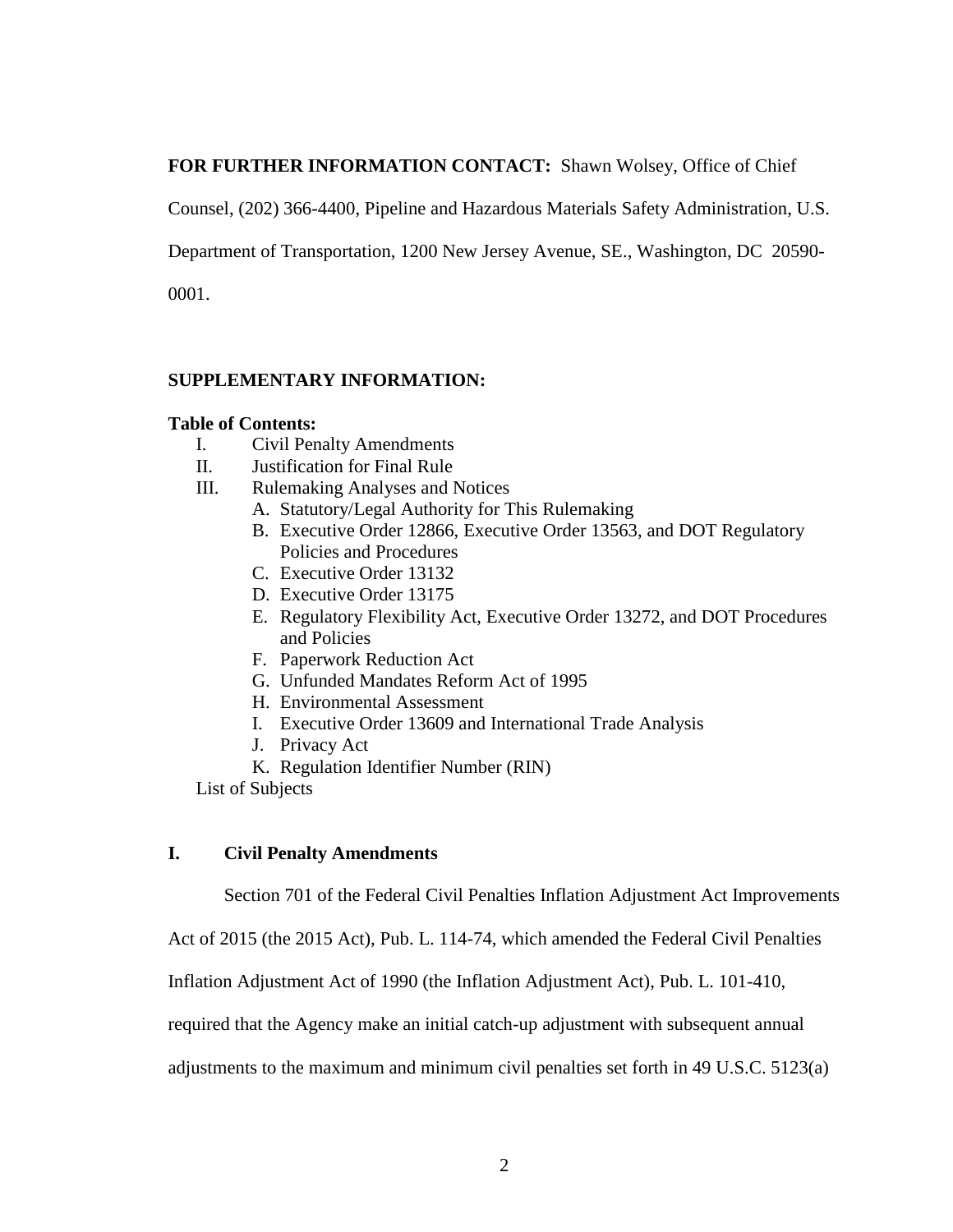**FOR FURTHER INFORMATION CONTACT:** Shawn Wolsey, Office of Chief Counsel, (202) 366-4400, Pipeline and Hazardous Materials Safety Administration, U.S. Department of Transportation, 1200 New Jersey Avenue, SE., Washington, DC 20590-0001.

**SUPPLEMENTARY INFORMATION:**

**Table of Contents:**

- I. Civil Penalty Amendments
- II. Justification for Final Rule
- III. Rulemaking Analyses and Notices
  - A. Statutory/Legal Authority for This Rulemaking
  - B. Executive Order 12866, Executive Order 13563, and DOT Regulatory Policies and Procedures
  - C. Executive Order 13132
  - D. Executive Order 13175
  - E. Regulatory Flexibility Act, Executive Order 13272, and DOT Procedures and Policies
  - F. Paperwork Reduction Act
  - G. Unfunded Mandates Reform Act of 1995
  - H. Environmental Assessment
  - I. Executive Order 13609 and International Trade Analysis
  - J. Privacy Act
  - K. Regulation Identifier Number (RIN)

List of Subjects

## I. Civil Penalty Amendments

Section 701 of the Federal Civil Penalties Inflation Adjustment Act Improvements Act of 2015 (the 2015 Act), Pub. L. 114-74, which amended the Federal Civil Penalties Inflation Adjustment Act of 1990 (the Inflation Adjustment Act), Pub. L. 101-410, required that the Agency make an initial catch-up adjustment with subsequent annual adjustments to the maximum and minimum civil penalties set forth in 49 U.S.C. 5123(a)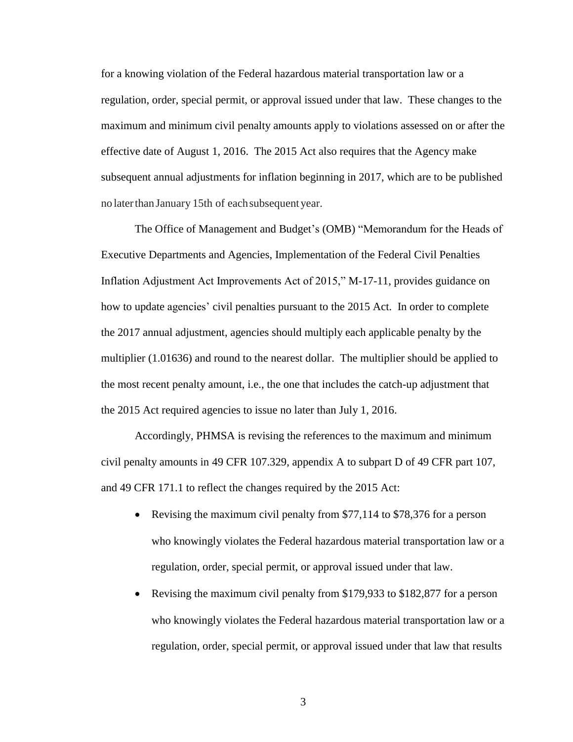for a knowing violation of the Federal hazardous material transportation law or a regulation, order, special permit, or approval issued under that law. These changes to the maximum and minimum civil penalty amounts apply to violations assessed on or after the effective date of August 1, 2016. The 2015 Act also requires that the Agency make subsequent annual adjustments for inflation beginning in 2017, which are to be published no later than January 15th of each subsequent year.

The Office of Management and Budget's (OMB) "Memorandum for the Heads of Executive Departments and Agencies, Implementation of the Federal Civil Penalties Inflation Adjustment Act Improvements Act of 2015," M-17-11, provides guidance on how to update agencies' civil penalties pursuant to the 2015 Act. In order to complete the 2017 annual adjustment, agencies should multiply each applicable penalty by the multiplier (1.01636) and round to the nearest dollar. The multiplier should be applied to the most recent penalty amount, i.e., the one that includes the catch-up adjustment that the 2015 Act required agencies to issue no later than July 1, 2016.

Accordingly, PHMSA is revising the references to the maximum and minimum civil penalty amounts in 49 CFR 107.329, appendix A to subpart D of 49 CFR part 107, and 49 CFR 171.1 to reflect the changes required by the 2015 Act:

- Revising the maximum civil penalty from $77,114 to $78,376 for a person who knowingly violates the Federal hazardous material transportation law or a regulation, order, special permit, or approval issued under that law.
- Revising the maximum civil penalty from $179,933 to $182,877 for a person who knowingly violates the Federal hazardous material transportation law or a regulation, order, special permit, or approval issued under that law that results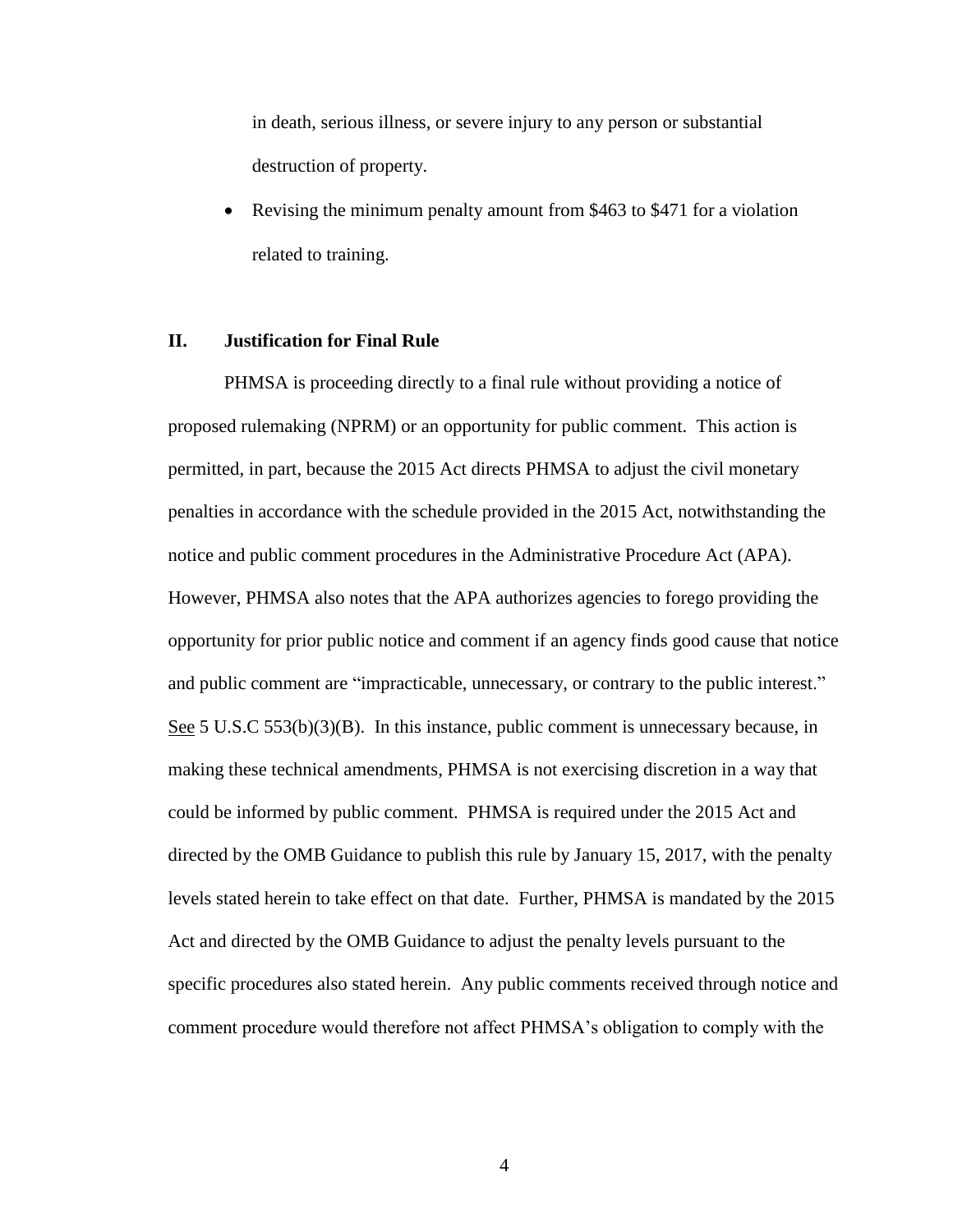in death, serious illness, or severe injury to any person or substantial destruction of property.

- Revising the minimum penalty amount from $463 to $471 for a violation related to training.

## II. Justification for Final Rule

PHMSA is proceeding directly to a final rule without providing a notice of proposed rulemaking (NPRM) or an opportunity for public comment. This action is permitted, in part, because the 2015 Act directs PHMSA to adjust the civil monetary penalties in accordance with the schedule provided in the 2015 Act, notwithstanding the notice and public comment procedures in the Administrative Procedure Act (APA). However, PHMSA also notes that the APA authorizes agencies to forego providing the opportunity for prior public notice and comment if an agency finds good cause that notice and public comment are "impracticable, unnecessary, or contrary to the public interest." See 5 U.S.C 553(b)(3)(B). In this instance, public comment is unnecessary because, in making these technical amendments, PHMSA is not exercising discretion in a way that could be informed by public comment. PHMSA is required under the 2015 Act and directed by the OMB Guidance to publish this rule by January 15, 2017, with the penalty levels stated herein to take effect on that date. Further, PHMSA is mandated by the 2015 Act and directed by the OMB Guidance to adjust the penalty levels pursuant to the specific procedures also stated herein. Any public comments received through notice and comment procedure would therefore not affect PHMSA's obligation to comply with the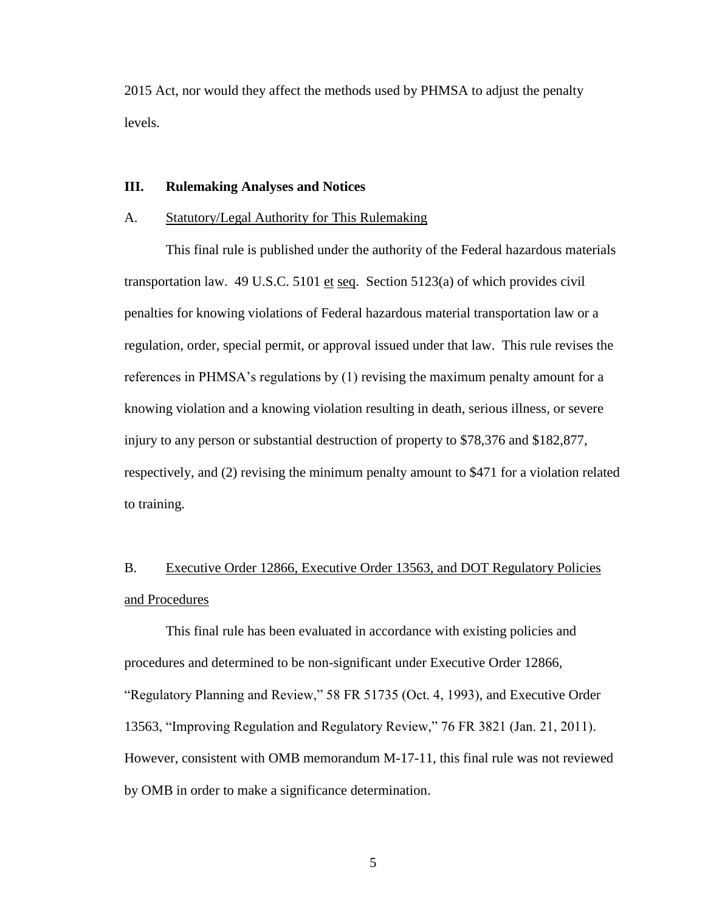2015 Act, nor would they affect the methods used by PHMSA to adjust the penalty levels.

## III. Rulemaking Analyses and Notices

### A. Statutory/Legal Authority for This Rulemaking

This final rule is published under the authority of the Federal hazardous materials transportation law. 49 U.S.C. 5101 et seq. Section 5123(a) of which provides civil penalties for knowing violations of Federal hazardous material transportation law or a regulation, order, special permit, or approval issued under that law. This rule revises the references in PHMSA's regulations by (1) revising the maximum penalty amount for a knowing violation and a knowing violation resulting in death, serious illness, or severe injury to any person or substantial destruction of property to $78,376 and $182,877, respectively, and (2) revising the minimum penalty amount to $471 for a violation related to training.

### B. Executive Order 12866, Executive Order 13563, and DOT Regulatory Policies and Procedures

This final rule has been evaluated in accordance with existing policies and procedures and determined to be non-significant under Executive Order 12866, "Regulatory Planning and Review," 58 FR 51735 (Oct. 4, 1993), and Executive Order 13563, "Improving Regulation and Regulatory Review," 76 FR 3821 (Jan. 21, 2011). However, consistent with OMB memorandum M-17-11, this final rule was not reviewed by OMB in order to make a significance determination.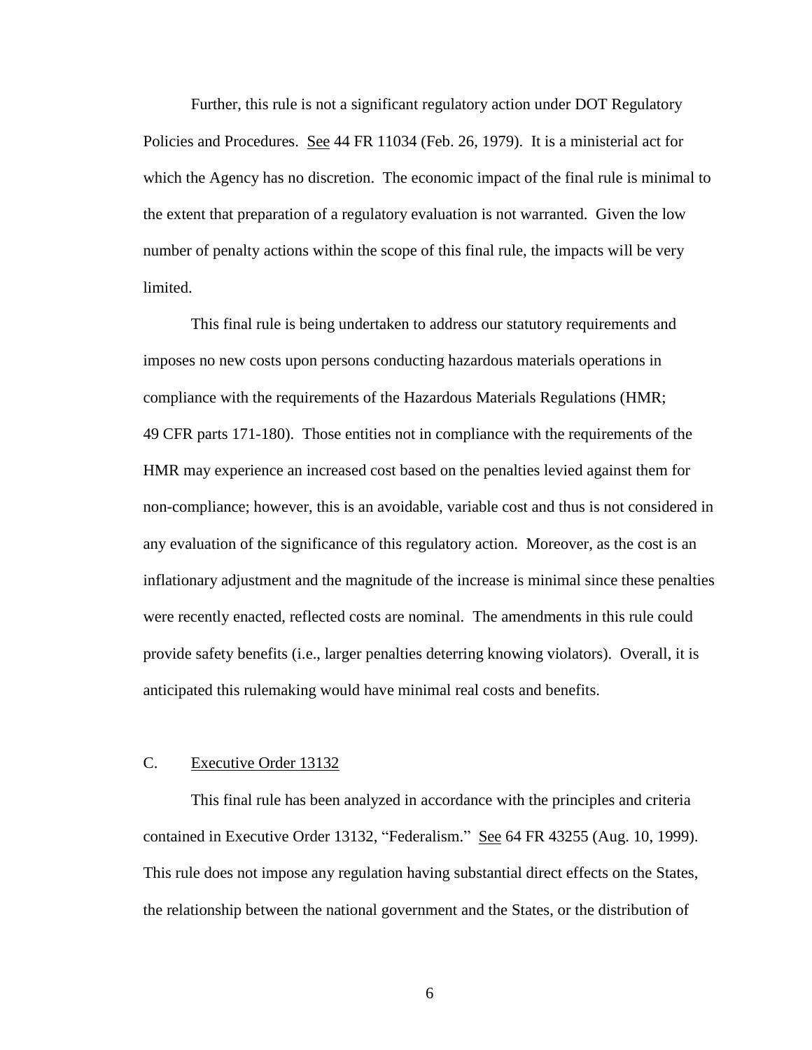Further, this rule is not a significant regulatory action under DOT Regulatory Policies and Procedures. See 44 FR 11034 (Feb. 26, 1979). It is a ministerial act for which the Agency has no discretion. The economic impact of the final rule is minimal to the extent that preparation of a regulatory evaluation is not warranted. Given the low number of penalty actions within the scope of this final rule, the impacts will be very limited.

This final rule is being undertaken to address our statutory requirements and imposes no new costs upon persons conducting hazardous materials operations in compliance with the requirements of the Hazardous Materials Regulations (HMR; 49 CFR parts 171-180). Those entities not in compliance with the requirements of the HMR may experience an increased cost based on the penalties levied against them for non-compliance; however, this is an avoidable, variable cost and thus is not considered in any evaluation of the significance of this regulatory action. Moreover, as the cost is an inflationary adjustment and the magnitude of the increase is minimal since these penalties were recently enacted, reflected costs are nominal. The amendments in this rule could provide safety benefits (i.e., larger penalties deterring knowing violators). Overall, it is anticipated this rulemaking would have minimal real costs and benefits.

## C. Executive Order 13132

This final rule has been analyzed in accordance with the principles and criteria contained in Executive Order 13132, "Federalism." See 64 FR 43255 (Aug. 10, 1999). This rule does not impose any regulation having substantial direct effects on the States, the relationship between the national government and the States, or the distribution of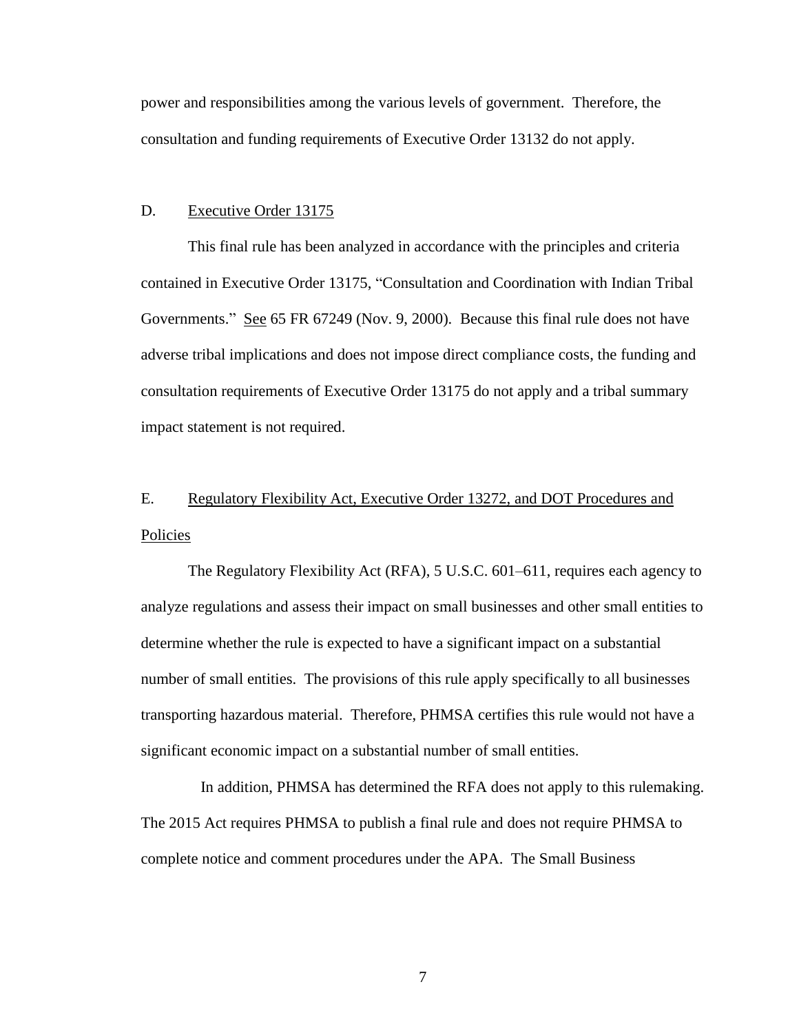power and responsibilities among the various levels of government. Therefore, the consultation and funding requirements of Executive Order 13132 do not apply.

D. Executive Order 13175

This final rule has been analyzed in accordance with the principles and criteria contained in Executive Order 13175, "Consultation and Coordination with Indian Tribal Governments." See 65 FR 67249 (Nov. 9, 2000). Because this final rule does not have adverse tribal implications and does not impose direct compliance costs, the funding and consultation requirements of Executive Order 13175 do not apply and a tribal summary impact statement is not required.

E. Regulatory Flexibility Act, Executive Order 13272, and DOT Procedures and Policies

The Regulatory Flexibility Act (RFA), 5 U.S.C. 601–611, requires each agency to analyze regulations and assess their impact on small businesses and other small entities to determine whether the rule is expected to have a significant impact on a substantial number of small entities. The provisions of this rule apply specifically to all businesses transporting hazardous material. Therefore, PHMSA certifies this rule would not have a significant economic impact on a substantial number of small entities.

In addition, PHMSA has determined the RFA does not apply to this rulemaking. The 2015 Act requires PHMSA to publish a final rule and does not require PHMSA to complete notice and comment procedures under the APA. The Small Business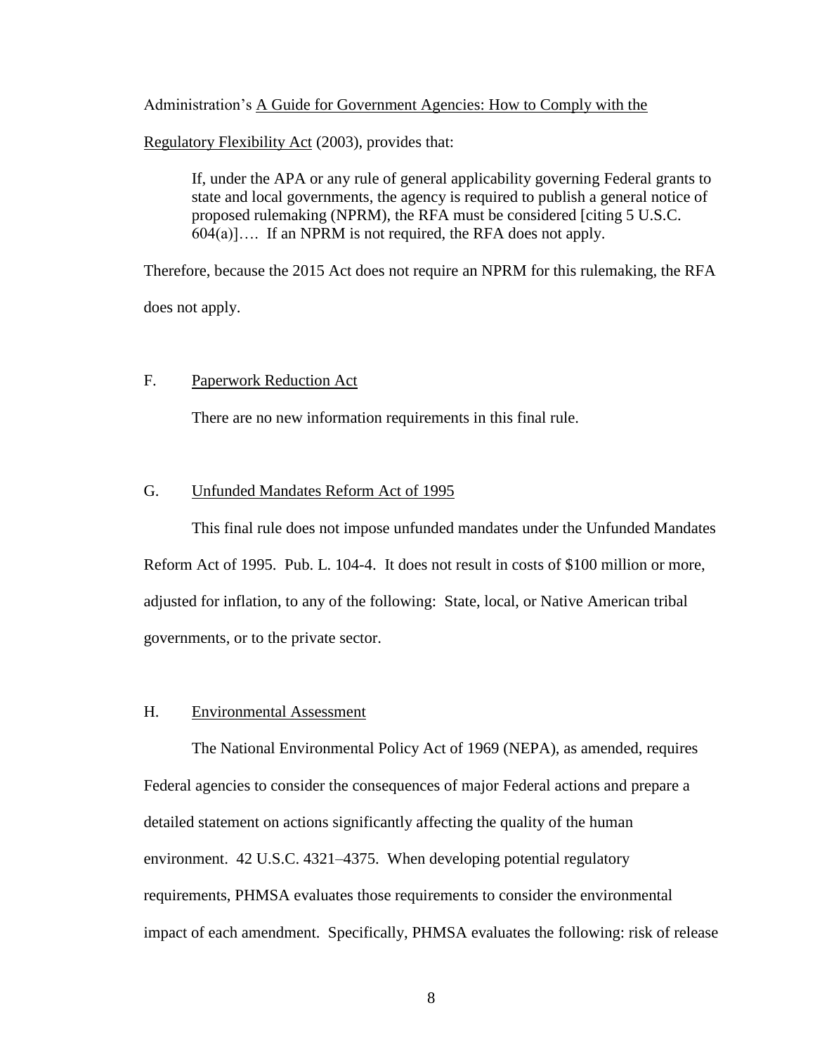Administration's A Guide for Government Agencies: How to Comply with the Regulatory Flexibility Act (2003), provides that:

> If, under the APA or any rule of general applicability governing Federal grants to state and local governments, the agency is required to publish a general notice of proposed rulemaking (NPRM), the RFA must be considered [citing 5 U.S.C. 604(a)]…. If an NPRM is not required, the RFA does not apply.

Therefore, because the 2015 Act does not require an NPRM for this rulemaking, the RFA does not apply.

## F. Paperwork Reduction Act

There are no new information requirements in this final rule.

## G. Unfunded Mandates Reform Act of 1995

This final rule does not impose unfunded mandates under the Unfunded Mandates Reform Act of 1995. Pub. L. 104-4. It does not result in costs of $100 million or more, adjusted for inflation, to any of the following: State, local, or Native American tribal governments, or to the private sector.

## H. Environmental Assessment

The National Environmental Policy Act of 1969 (NEPA), as amended, requires Federal agencies to consider the consequences of major Federal actions and prepare a detailed statement on actions significantly affecting the quality of the human environment. 42 U.S.C. 4321–4375. When developing potential regulatory requirements, PHMSA evaluates those requirements to consider the environmental impact of each amendment. Specifically, PHMSA evaluates the following: risk of release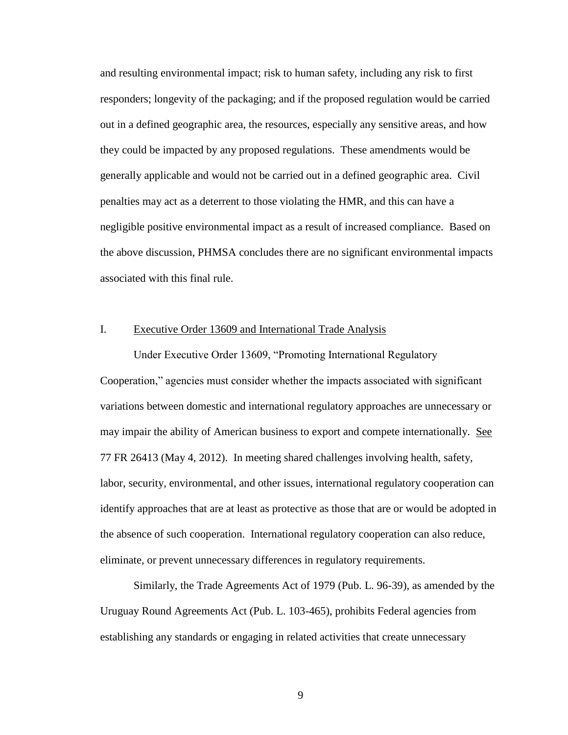and resulting environmental impact; risk to human safety, including any risk to first responders; longevity of the packaging; and if the proposed regulation would be carried out in a defined geographic area, the resources, especially any sensitive areas, and how they could be impacted by any proposed regulations. These amendments would be generally applicable and would not be carried out in a defined geographic area. Civil penalties may act as a deterrent to those violating the HMR, and this can have a negligible positive environmental impact as a result of increased compliance. Based on the above discussion, PHMSA concludes there are no significant environmental impacts associated with this final rule.

## I. Executive Order 13609 and International Trade Analysis

Under Executive Order 13609, "Promoting International Regulatory Cooperation," agencies must consider whether the impacts associated with significant variations between domestic and international regulatory approaches are unnecessary or may impair the ability of American business to export and compete internationally. See 77 FR 26413 (May 4, 2012). In meeting shared challenges involving health, safety, labor, security, environmental, and other issues, international regulatory cooperation can identify approaches that are at least as protective as those that are or would be adopted in the absence of such cooperation. International regulatory cooperation can also reduce, eliminate, or prevent unnecessary differences in regulatory requirements.

Similarly, the Trade Agreements Act of 1979 (Pub. L. 96-39), as amended by the Uruguay Round Agreements Act (Pub. L. 103-465), prohibits Federal agencies from establishing any standards or engaging in related activities that create unnecessary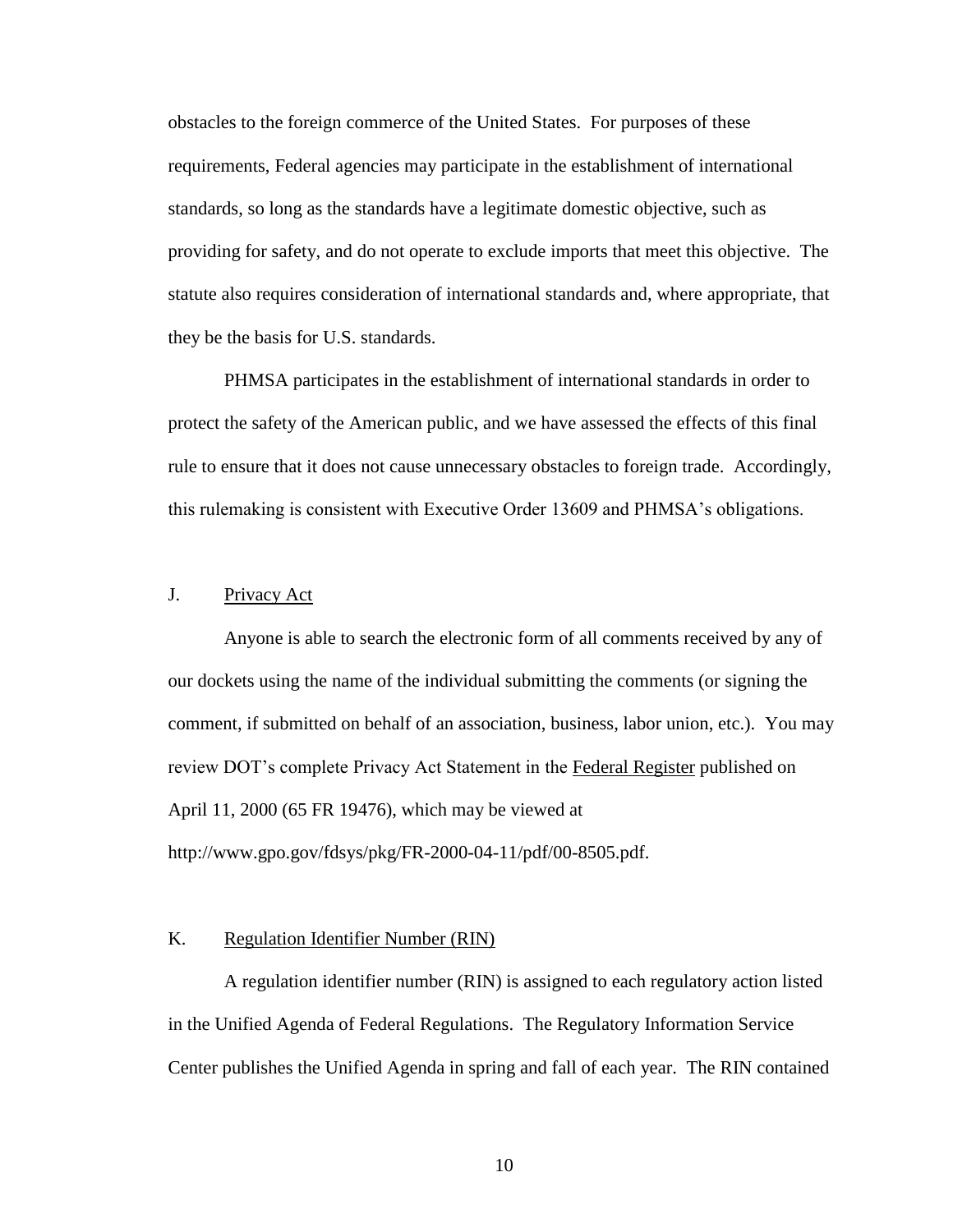obstacles to the foreign commerce of the United States. For purposes of these requirements, Federal agencies may participate in the establishment of international standards, so long as the standards have a legitimate domestic objective, such as providing for safety, and do not operate to exclude imports that meet this objective. The statute also requires consideration of international standards and, where appropriate, that they be the basis for U.S. standards.

PHMSA participates in the establishment of international standards in order to protect the safety of the American public, and we have assessed the effects of this final rule to ensure that it does not cause unnecessary obstacles to foreign trade. Accordingly, this rulemaking is consistent with Executive Order 13609 and PHMSA's obligations.

## J. Privacy Act

Anyone is able to search the electronic form of all comments received by any of our dockets using the name of the individual submitting the comments (or signing the comment, if submitted on behalf of an association, business, labor union, etc.). You may review DOT's complete Privacy Act Statement in the Federal Register published on April 11, 2000 (65 FR 19476), which may be viewed at http://www.gpo.gov/fdsys/pkg/FR-2000-04-11/pdf/00-8505.pdf.

## K. Regulation Identifier Number (RIN)

A regulation identifier number (RIN) is assigned to each regulatory action listed in the Unified Agenda of Federal Regulations. The Regulatory Information Service Center publishes the Unified Agenda in spring and fall of each year. The RIN contained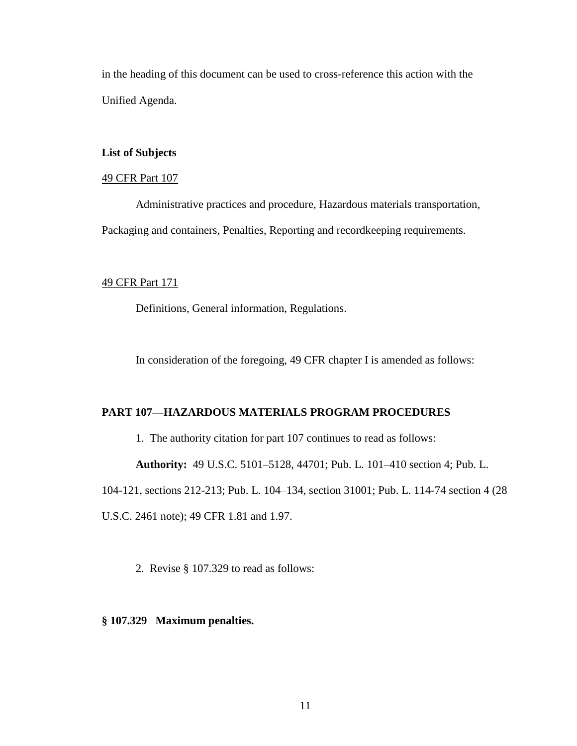in the heading of this document can be used to cross-reference this action with the Unified Agenda.

**List of Subjects**

49 CFR Part 107

Administrative practices and procedure, Hazardous materials transportation, Packaging and containers, Penalties, Reporting and recordkeeping requirements.

49 CFR Part 171

Definitions, General information, Regulations.

In consideration of the foregoing, 49 CFR chapter I is amended as follows:

**PART 107—HAZARDOUS MATERIALS PROGRAM PROCEDURES**

1. The authority citation for part 107 continues to read as follows:

**Authority:** 49 U.S.C. 5101–5128, 44701; Pub. L. 101–410 section 4; Pub. L. 104-121, sections 212-213; Pub. L. 104–134, section 31001; Pub. L. 114-74 section 4 (28 U.S.C. 2461 note); 49 CFR 1.81 and 1.97.

2. Revise § 107.329 to read as follows:

**§ 107.329 Maximum penalties.**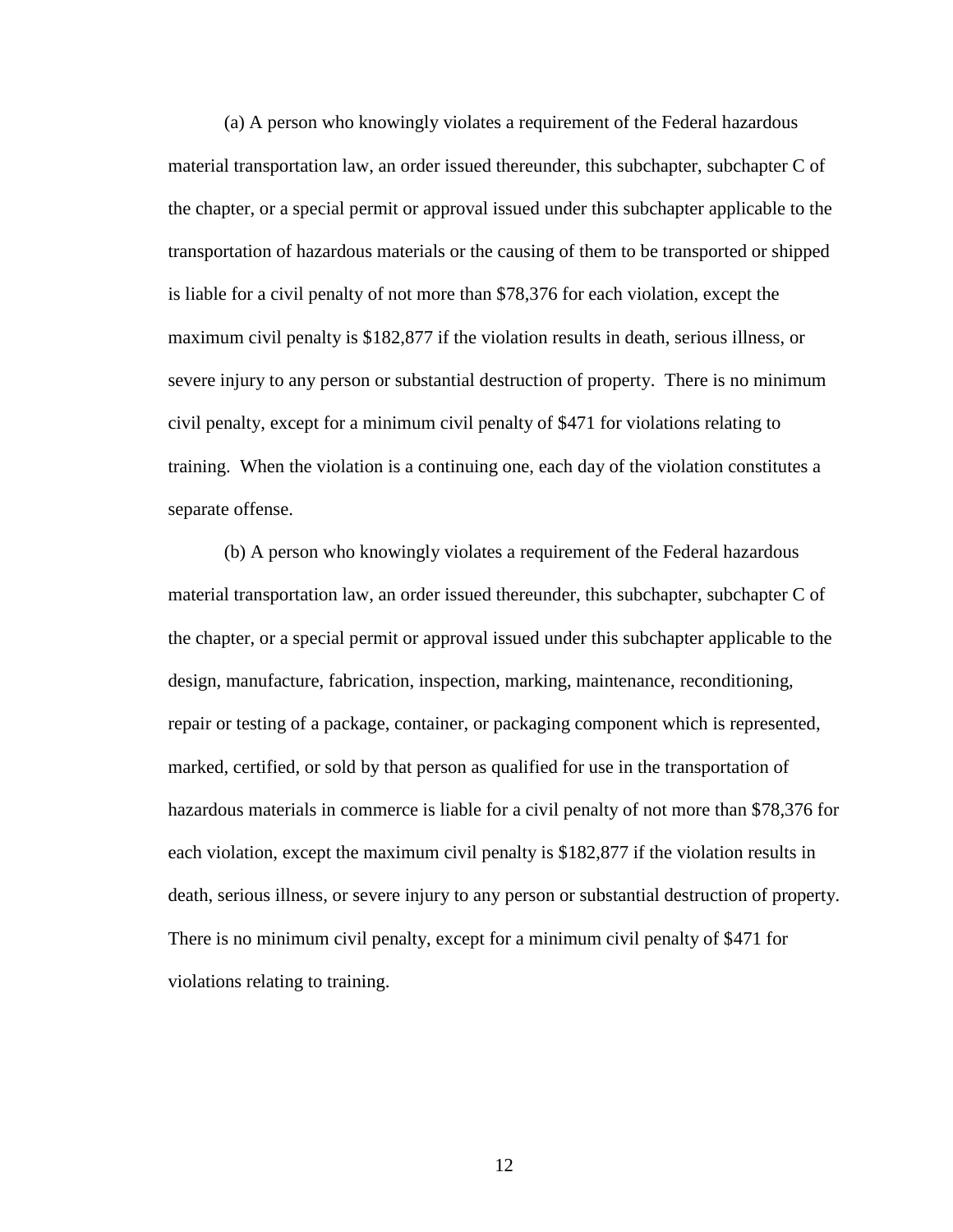(a) A person who knowingly violates a requirement of the Federal hazardous material transportation law, an order issued thereunder, this subchapter, subchapter C of the chapter, or a special permit or approval issued under this subchapter applicable to the transportation of hazardous materials or the causing of them to be transported or shipped is liable for a civil penalty of not more than $78,376 for each violation, except the maximum civil penalty is $182,877 if the violation results in death, serious illness, or severe injury to any person or substantial destruction of property. There is no minimum civil penalty, except for a minimum civil penalty of $471 for violations relating to training. When the violation is a continuing one, each day of the violation constitutes a separate offense.

(b) A person who knowingly violates a requirement of the Federal hazardous material transportation law, an order issued thereunder, this subchapter, subchapter C of the chapter, or a special permit or approval issued under this subchapter applicable to the design, manufacture, fabrication, inspection, marking, maintenance, reconditioning, repair or testing of a package, container, or packaging component which is represented, marked, certified, or sold by that person as qualified for use in the transportation of hazardous materials in commerce is liable for a civil penalty of not more than $78,376 for each violation, except the maximum civil penalty is $182,877 if the violation results in death, serious illness, or severe injury to any person or substantial destruction of property. There is no minimum civil penalty, except for a minimum civil penalty of $471 for violations relating to training.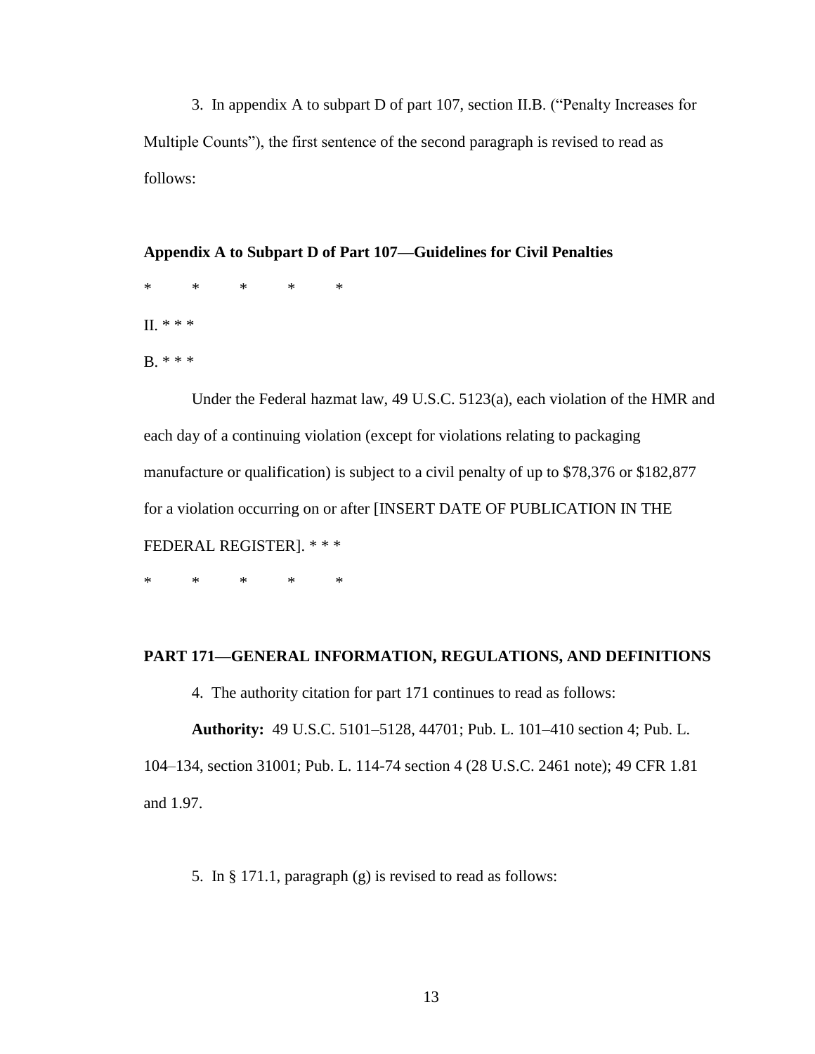3. In appendix A to subpart D of part 107, section II.B. ("Penalty Increases for Multiple Counts"), the first sentence of the second paragraph is revised to read as follows:

**Appendix A to Subpart D of Part 107—Guidelines for Civil Penalties**

\* \* \* \* \*

II. * * *

B. * * *

Under the Federal hazmat law, 49 U.S.C. 5123(a), each violation of the HMR and each day of a continuing violation (except for violations relating to packaging manufacture or qualification) is subject to a civil penalty of up to $78,376 or $182,877 for a violation occurring on or after [INSERT DATE OF PUBLICATION IN THE FEDERAL REGISTER]. * * *

\* \* \* \* \*

**PART 171—GENERAL INFORMATION, REGULATIONS, AND DEFINITIONS**

4. The authority citation for part 171 continues to read as follows:

**Authority:** 49 U.S.C. 5101–5128, 44701; Pub. L. 101–410 section 4; Pub. L. 104–134, section 31001; Pub. L. 114-74 section 4 (28 U.S.C. 2461 note); 49 CFR 1.81 and 1.97.

5. In § 171.1, paragraph (g) is revised to read as follows: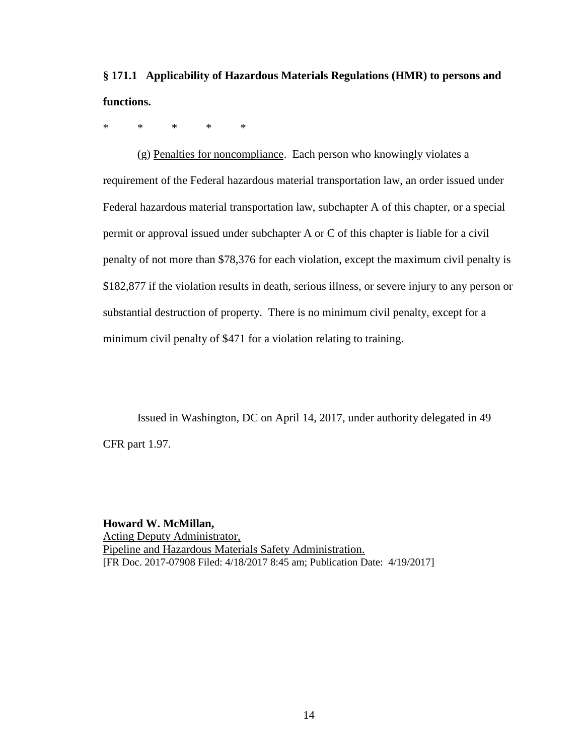**§ 171.1 Applicability of Hazardous Materials Regulations (HMR) to persons and functions.**

* * * * *

(g) Penalties for noncompliance. Each person who knowingly violates a requirement of the Federal hazardous material transportation law, an order issued under Federal hazardous material transportation law, subchapter A of this chapter, or a special permit or approval issued under subchapter A or C of this chapter is liable for a civil penalty of not more than $78,376 for each violation, except the maximum civil penalty is $182,877 if the violation results in death, serious illness, or severe injury to any person or substantial destruction of property. There is no minimum civil penalty, except for a minimum civil penalty of $471 for a violation relating to training.

Issued in Washington, DC on April 14, 2017, under authority delegated in 49 CFR part 1.97.

**Howard W. McMillan,**
Acting Deputy Administrator,
Pipeline and Hazardous Materials Safety Administration.
[FR Doc. 2017-07908 Filed: 4/18/2017 8:45 am; Publication Date: 4/19/2017]